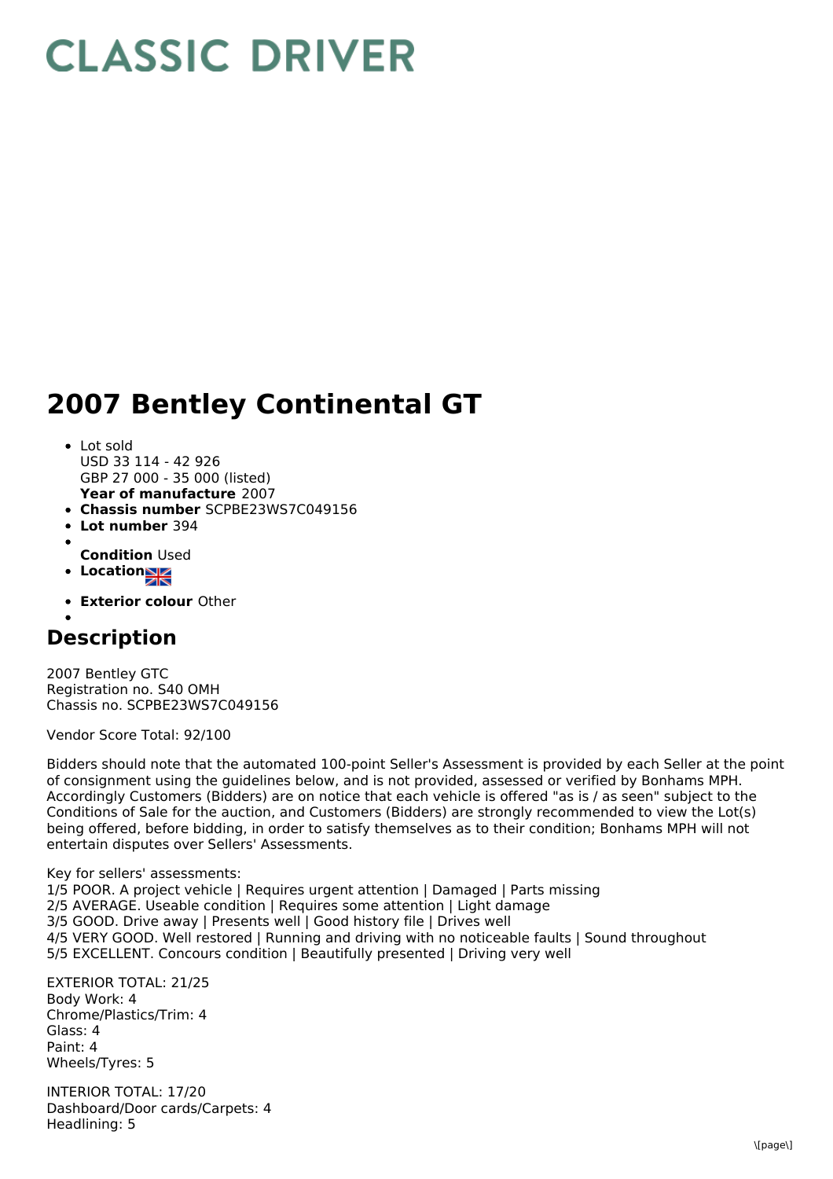# CLASSIC DRIVER

# 2007 Bentley Continental GT

- Lot sold
  USD 33 114 - 42 926
  GBP 27 000 - 35 000 (listed)
  **Year of manufacture** 2007
- **Chassis number** SCPBE23WS7C049156
- **Lot number** 394
- **Condition** Used
- **Location**
- **Exterior colour** Other

## Description

2007 Bentley GTC
Registration no. S40 OMH
Chassis no. SCPBE23WS7C049156

Vendor Score Total: 92/100

Bidders should note that the automated 100-point Seller's Assessment is provided by each Seller at the point of consignment using the guidelines below, and is not provided, assessed or verified by Bonhams MPH. Accordingly Customers (Bidders) are on notice that each vehicle is offered "as is / as seen" subject to the Conditions of Sale for the auction, and Customers (Bidders) are strongly recommended to view the Lot(s) being offered, before bidding, in order to satisfy themselves as to their condition; Bonhams MPH will not entertain disputes over Sellers' Assessments.

Key for sellers' assessments:
1/5 POOR. A project vehicle | Requires urgent attention | Damaged | Parts missing
2/5 AVERAGE. Useable condition | Requires some attention | Light damage
3/5 GOOD. Drive away | Presents well | Good history file | Drives well
4/5 VERY GOOD. Well restored | Running and driving with no noticeable faults | Sound throughout
5/5 EXCELLENT. Concours condition | Beautifully presented | Driving very well

EXTERIOR TOTAL: 21/25
Body Work: 4
Chrome/Plastics/Trim: 4
Glass: 4
Paint: 4
Wheels/Tyres: 5

INTERIOR TOTAL: 17/20
Dashboard/Door cards/Carpets: 4
Headlining: 5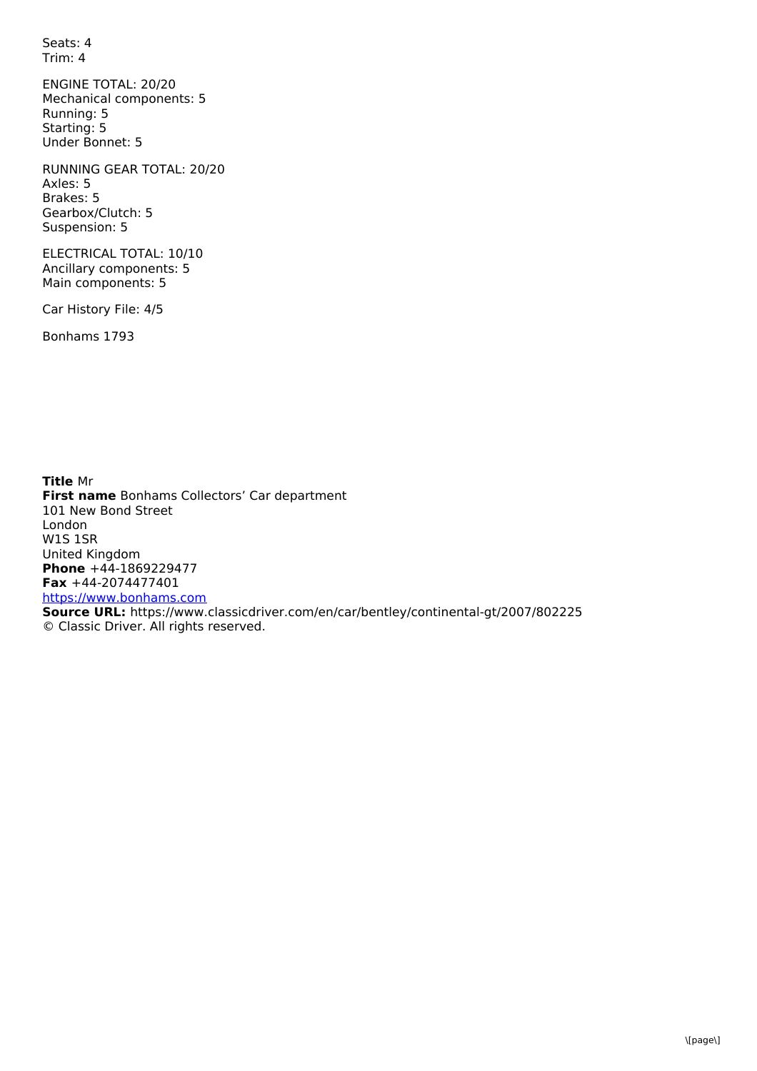Seats: 4
Trim: 4

ENGINE TOTAL: 20/20
Mechanical components: 5
Running: 5
Starting: 5
Under Bonnet: 5

RUNNING GEAR TOTAL: 20/20
Axles: 5
Brakes: 5
Gearbox/Clutch: 5
Suspension: 5

ELECTRICAL TOTAL: 10/10
Ancillary components: 5
Main components: 5

Car History File: 4/5

Bonhams 1793

**Title** Mr
**First name** Bonhams Collectors' Car department
101 New Bond Street
London
W1S 1SR
United Kingdom
**Phone** +44-1869229477
**Fax** +44-2074477401
https://www.bonhams.com
**Source URL:** https://www.classicdriver.com/en/car/bentley/continental-gt/2007/802225
© Classic Driver. All rights reserved.